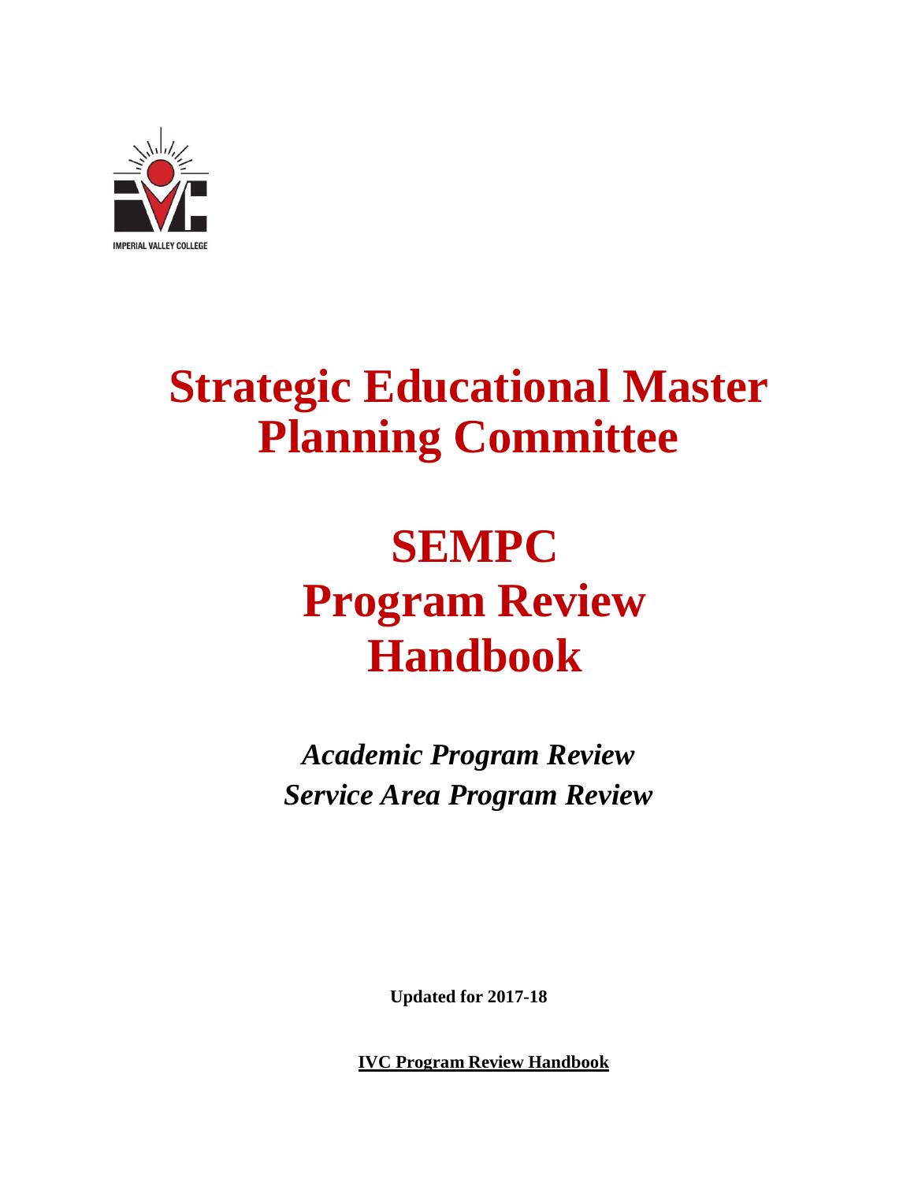IMPERIAL VALLEY COLLEGE

# Strategic Educational Master Planning Committee

# SEMPC Program Review Handbook

*Academic Program Review*
*Service Area Program Review*

**Updated for 2017-18**

**IVC Program Review Handbook**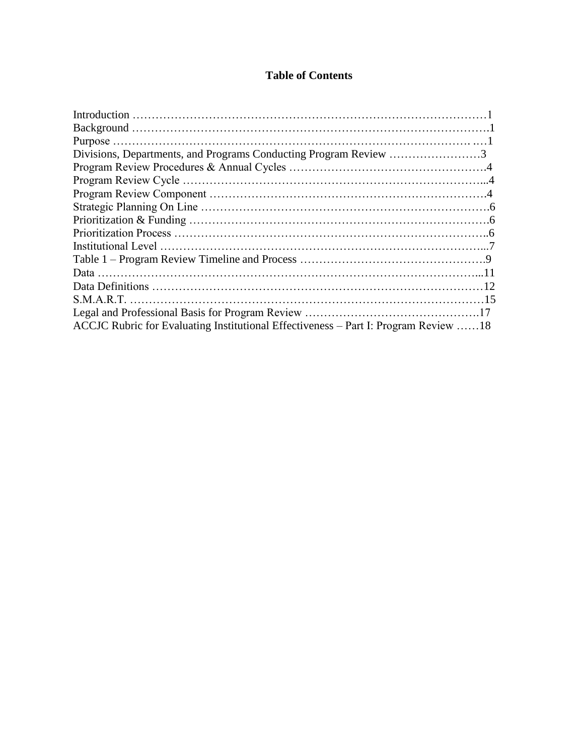# Table of Contents

Introduction ……………………………………………………………………………………1
Background ……………………………………………………………………………………1
Purpose …………………………………………………………………………………… …1
Divisions, Departments, and Programs Conducting Program Review ……………………3
Program Review Procedures & Annual Cycles …………………………………………….4
Program Review Cycle ……………………………………………………………………...4
Program Review Component ……………………………………………………………….4
Strategic Planning On Line ………………………………………………………………….6
Prioritization & Funding …………………………………………………………………….6
Prioritization Process ………………………………………………………………………..6
Institutional Level …………………………………………………………………………...7
Table 1 – Program Review Timeline and Process ………………………………………….9
Data …………………………………………………………………………………………...11
Data Definitions ……………………………………………………………………………12
S.M.A.R.T. …………………………………………………………………………………15
Legal and Professional Basis for Program Review ……………………………………….17
ACCJC Rubric for Evaluating Institutional Effectiveness – Part I: Program Review ……18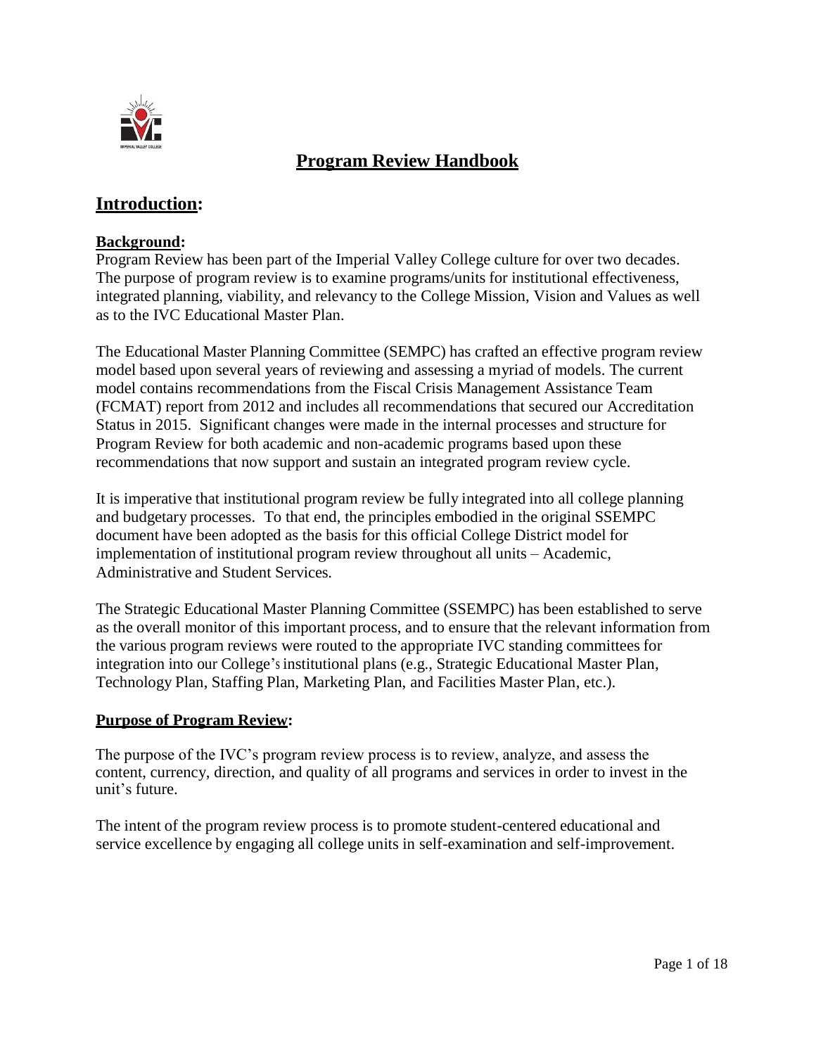# Program Review Handbook

## Introduction:

### Background:

Program Review has been part of the Imperial Valley College culture for over two decades. The purpose of program review is to examine programs/units for institutional effectiveness, integrated planning, viability, and relevancy to the College Mission, Vision and Values as well as to the IVC Educational Master Plan.

The Educational Master Planning Committee (SEMPC) has crafted an effective program review model based upon several years of reviewing and assessing a myriad of models. The current model contains recommendations from the Fiscal Crisis Management Assistance Team (FCMAT) report from 2012 and includes all recommendations that secured our Accreditation Status in 2015. Significant changes were made in the internal processes and structure for Program Review for both academic and non-academic programs based upon these recommendations that now support and sustain an integrated program review cycle.

It is imperative that institutional program review be fully integrated into all college planning and budgetary processes. To that end, the principles embodied in the original SSEMPC document have been adopted as the basis for this official College District model for implementation of institutional program review throughout all units – Academic, Administrative and Student Services.

The Strategic Educational Master Planning Committee (SSEMPC) has been established to serve as the overall monitor of this important process, and to ensure that the relevant information from the various program reviews were routed to the appropriate IVC standing committees for integration into our College's institutional plans (e.g., Strategic Educational Master Plan, Technology Plan, Staffing Plan, Marketing Plan, and Facilities Master Plan, etc.).

### Purpose of Program Review:

The purpose of the IVC's program review process is to review, analyze, and assess the content, currency, direction, and quality of all programs and services in order to invest in the unit's future.

The intent of the program review process is to promote student-centered educational and service excellence by engaging all college units in self-examination and self-improvement.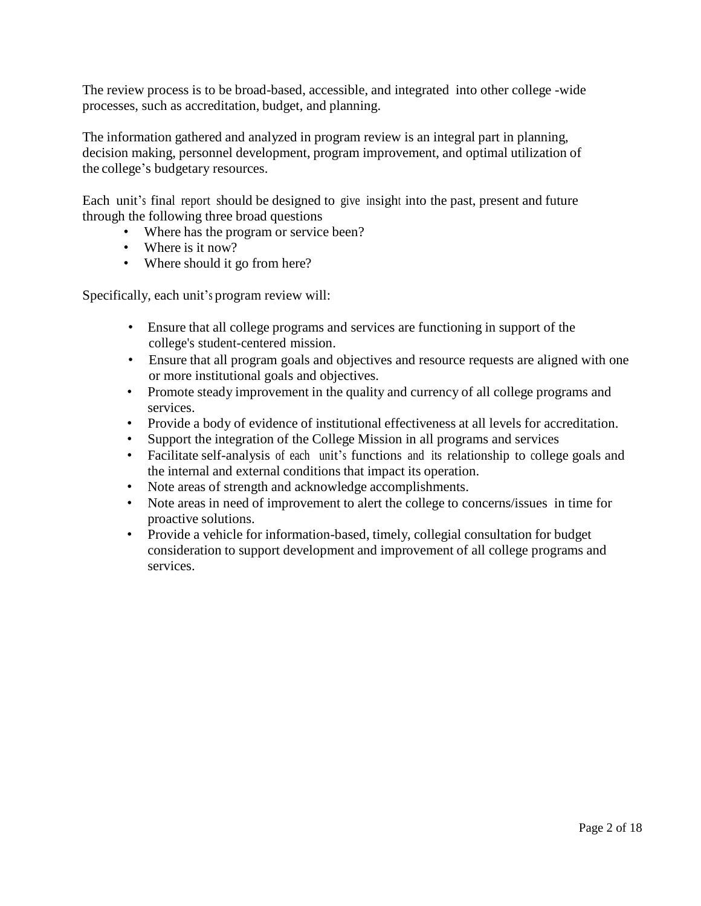The review process is to be broad-based, accessible, and integrated into other college -wide processes, such as accreditation, budget, and planning.

The information gathered and analyzed in program review is an integral part in planning, decision making, personnel development, program improvement, and optimal utilization of the college's budgetary resources.

Each unit's final report should be designed to give insight into the past, present and future through the following three broad questions

- Where has the program or service been?
- Where is it now?
- Where should it go from here?

Specifically, each unit's program review will:

- Ensure that all college programs and services are functioning in support of the college's student-centered mission.
- Ensure that all program goals and objectives and resource requests are aligned with one or more institutional goals and objectives.
- Promote steady improvement in the quality and currency of all college programs and services.
- Provide a body of evidence of institutional effectiveness at all levels for accreditation.
- Support the integration of the College Mission in all programs and services
- Facilitate self-analysis of each unit's functions and its relationship to college goals and the internal and external conditions that impact its operation.
- Note areas of strength and acknowledge accomplishments.
- Note areas in need of improvement to alert the college to concerns/issues in time for proactive solutions.
- Provide a vehicle for information-based, timely, collegial consultation for budget consideration to support development and improvement of all college programs and services.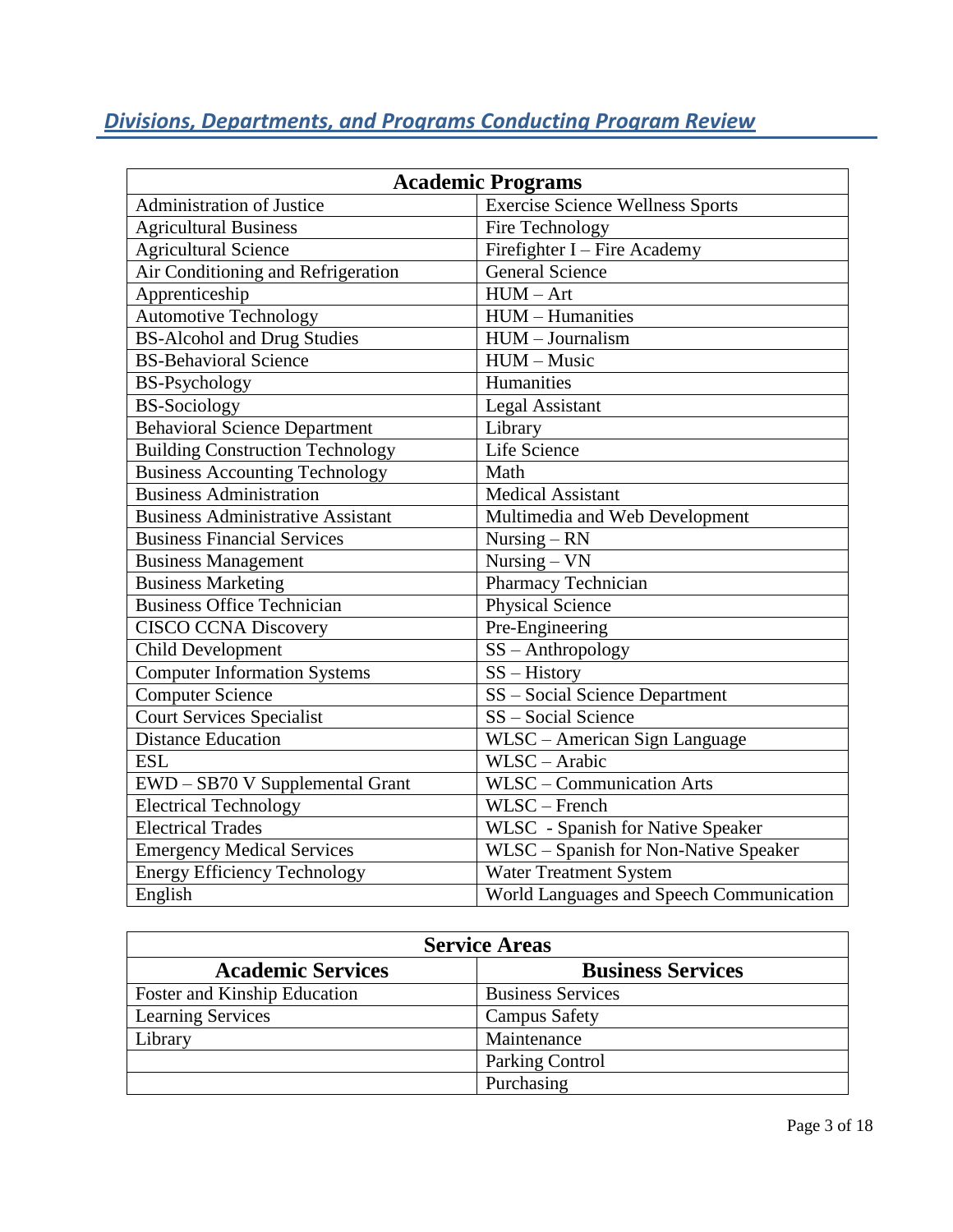## *Divisions, Departments, and Programs Conducting Program Review*

| Academic Programs | |
|---|---|
| Administration of Justice | Exercise Science Wellness Sports |
| Agricultural Business | Fire Technology |
| Agricultural Science | Firefighter I – Fire Academy |
| Air Conditioning and Refrigeration | General Science |
| Apprenticeship | HUM – Art |
| Automotive Technology | HUM – Humanities |
| BS-Alcohol and Drug Studies | HUM – Journalism |
| BS-Behavioral Science | HUM – Music |
| BS-Psychology | Humanities |
| BS-Sociology | Legal Assistant |
| Behavioral Science Department | Library |
| Building Construction Technology | Life Science |
| Business Accounting Technology | Math |
| Business Administration | Medical Assistant |
| Business Administrative Assistant | Multimedia and Web Development |
| Business Financial Services | Nursing – RN |
| Business Management | Nursing – VN |
| Business Marketing | Pharmacy Technician |
| Business Office Technician | Physical Science |
| CISCO CCNA Discovery | Pre-Engineering |
| Child Development | SS – Anthropology |
| Computer Information Systems | SS – History |
| Computer Science | SS – Social Science Department |
| Court Services Specialist | SS – Social Science |
| Distance Education | WLSC – American Sign Language |
| ESL | WLSC – Arabic |
| EWD – SB70 V Supplemental Grant | WLSC – Communication Arts |
| Electrical Technology | WLSC – French |
| Electrical Trades | WLSC - Spanish for Native Speaker |
| Emergency Medical Services | WLSC – Spanish for Non-Native Speaker |
| Energy Efficiency Technology | Water Treatment System |
| English | World Languages and Speech Communication |

| Service Areas | |
|---|---|
| **Academic Services** | **Business Services** |
| Foster and Kinship Education | Business Services |
| Learning Services | Campus Safety |
| Library | Maintenance |
| | Parking Control |
| | Purchasing |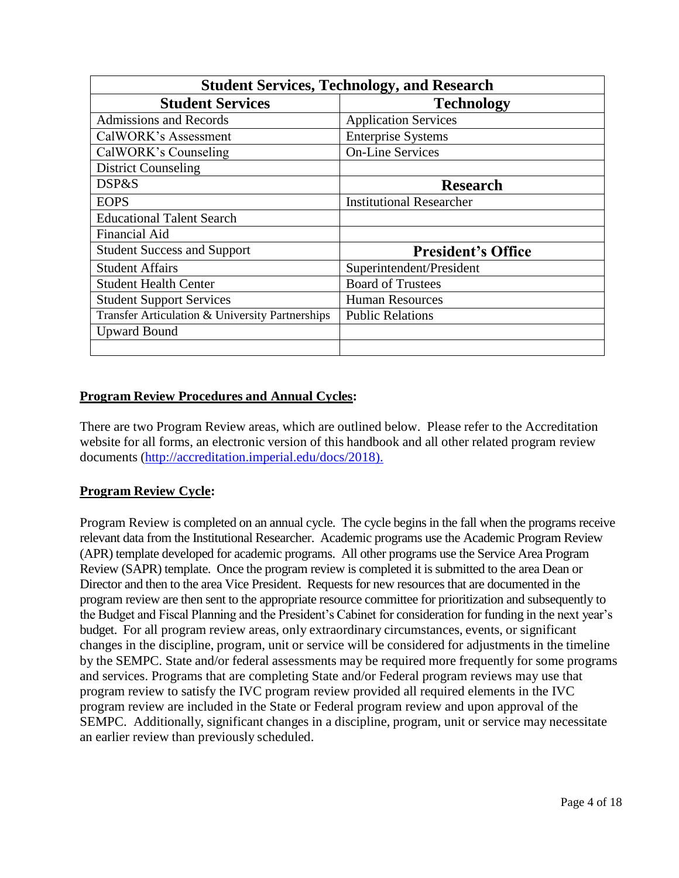| Student Services, Technology, and Research | |
|---|---|
| **Student Services** | **Technology** |
| Admissions and Records | Application Services |
| CalWORK's Assessment | Enterprise Systems |
| CalWORK's Counseling | On-Line Services |
| District Counseling | |
| DSP&S | **Research** |
| EOPS | Institutional Researcher |
| Educational Talent Search | |
| Financial Aid | |
| Student Success and Support | **President's Office** |
| Student Affairs | Superintendent/President |
| Student Health Center | Board of Trustees |
| Student Support Services | Human Resources |
| Transfer Articulation & University Partnerships | Public Relations |
| Upward Bound | |
| | |

**<u>Program Review Procedures and Annual Cycles</u>:**

There are two Program Review areas, which are outlined below. Please refer to the Accreditation website for all forms, an electronic version of this handbook and all other related program review documents (http://accreditation.imperial.edu/docs/2018).

**<u>Program Review Cycle</u>:**

Program Review is completed on an annual cycle. The cycle begins in the fall when the programs receive relevant data from the Institutional Researcher. Academic programs use the Academic Program Review (APR) template developed for academic programs. All other programs use the Service Area Program Review (SAPR) template. Once the program review is completed it is submitted to the area Dean or Director and then to the area Vice President. Requests for new resources that are documented in the program review are then sent to the appropriate resource committee for prioritization and subsequently to the Budget and Fiscal Planning and the President's Cabinet for consideration for funding in the next year's budget. For all program review areas, only extraordinary circumstances, events, or significant changes in the discipline, program, unit or service will be considered for adjustments in the timeline by the SEMPC. State and/or federal assessments may be required more frequently for some programs and services. Programs that are completing State and/or Federal program reviews may use that program review to satisfy the IVC program review provided all required elements in the IVC program review are included in the State or Federal program review and upon approval of the SEMPC. Additionally, significant changes in a discipline, program, unit or service may necessitate an earlier review than previously scheduled.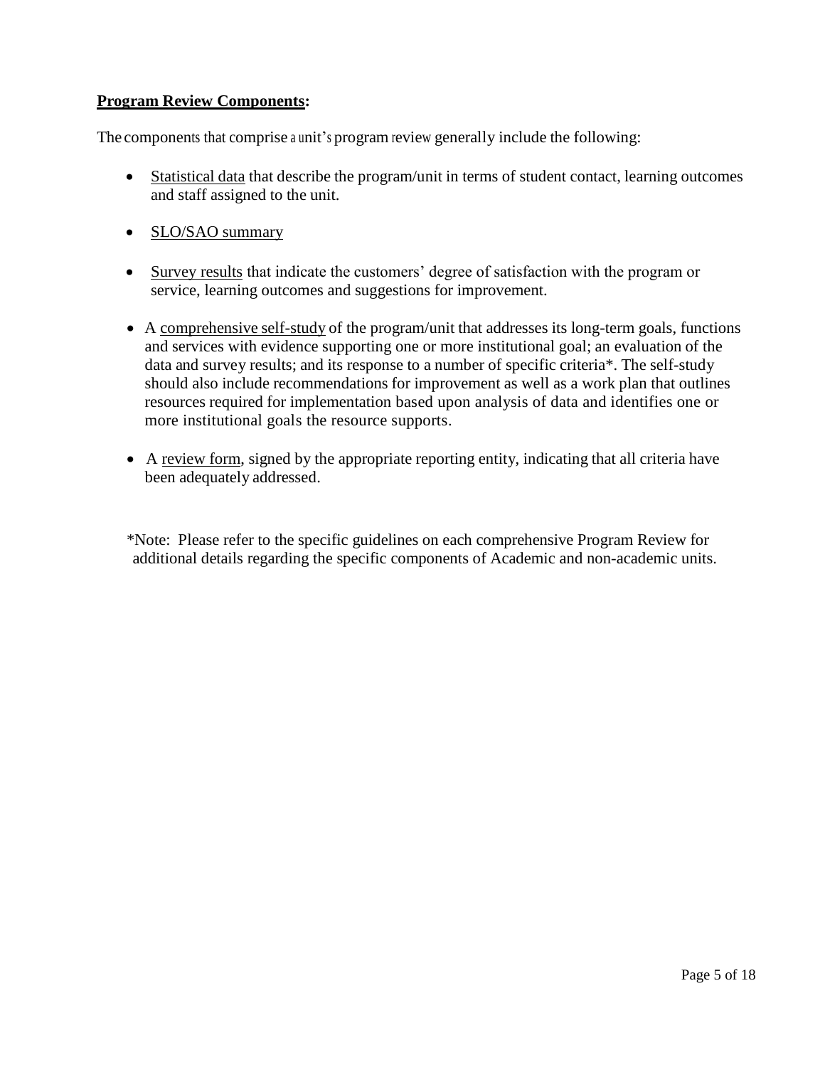**<u>Program Review Components</u>:**

The components that comprise a unit's program review generally include the following:

- <u>Statistical data</u> that describe the program/unit in terms of student contact, learning outcomes and staff assigned to the unit.
- <u>SLO/SAO summary</u>
- <u>Survey results</u> that indicate the customers' degree of satisfaction with the program or service, learning outcomes and suggestions for improvement.
- A <u>comprehensive self-study</u> of the program/unit that addresses its long-term goals, functions and services with evidence supporting one or more institutional goal; an evaluation of the data and survey results; and its response to a number of specific criteria*. The self-study should also include recommendations for improvement as well as a work plan that outlines resources required for implementation based upon analysis of data and identifies one or more institutional goals the resource supports.
- A <u>review form</u>, signed by the appropriate reporting entity, indicating that all criteria have been adequately addressed.

*Note: Please refer to the specific guidelines on each comprehensive Program Review for additional details regarding the specific components of Academic and non-academic units.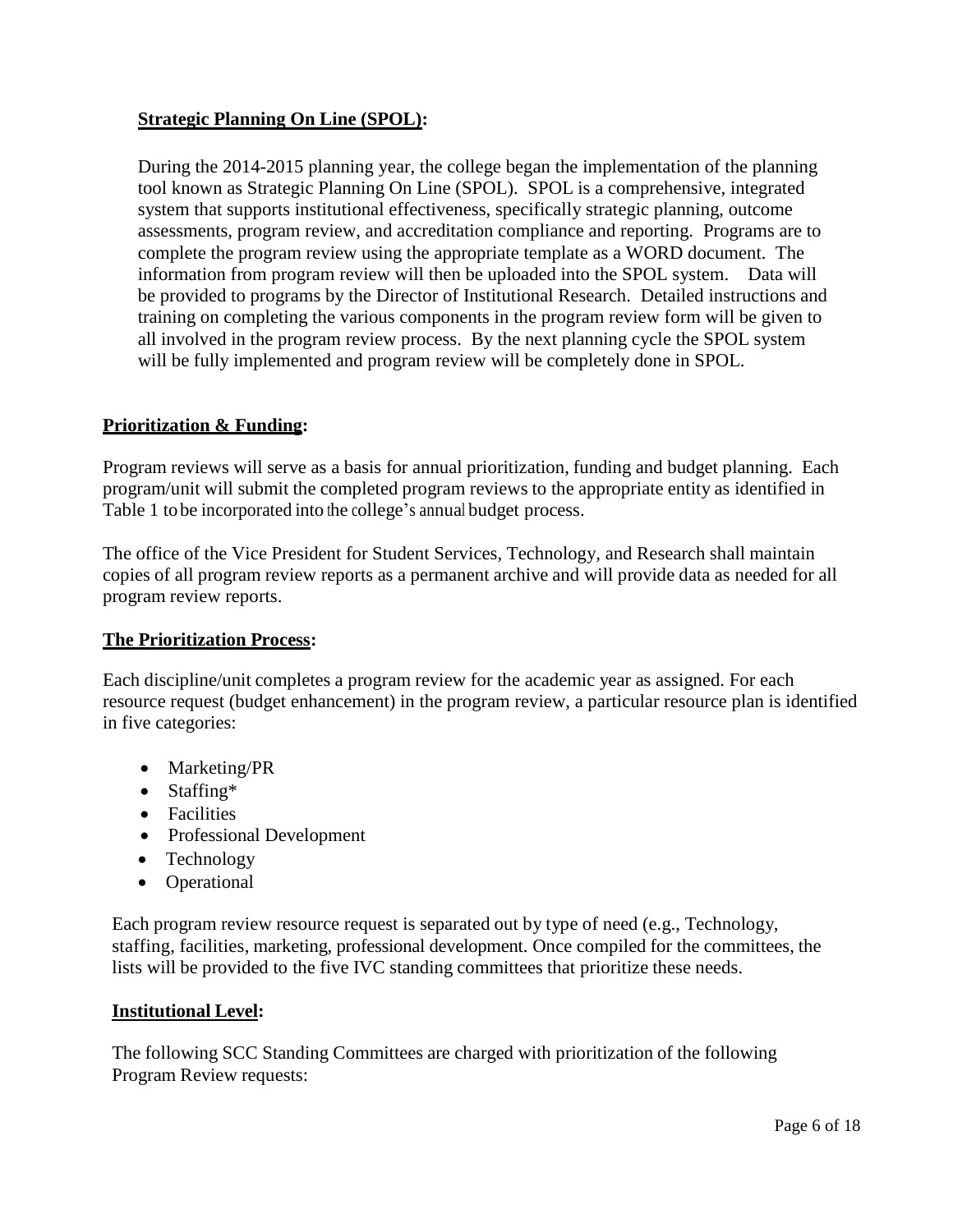**Strategic Planning On Line (SPOL):**

During the 2014-2015 planning year, the college began the implementation of the planning tool known as Strategic Planning On Line (SPOL). SPOL is a comprehensive, integrated system that supports institutional effectiveness, specifically strategic planning, outcome assessments, program review, and accreditation compliance and reporting. Programs are to complete the program review using the appropriate template as a WORD document. The information from program review will then be uploaded into the SPOL system. Data will be provided to programs by the Director of Institutional Research. Detailed instructions and training on completing the various components in the program review form will be given to all involved in the program review process. By the next planning cycle the SPOL system will be fully implemented and program review will be completely done in SPOL.

**Prioritization & Funding:**

Program reviews will serve as a basis for annual prioritization, funding and budget planning. Each program/unit will submit the completed program reviews to the appropriate entity as identified in Table 1 to be incorporated into the college's annual budget process.

The office of the Vice President for Student Services, Technology, and Research shall maintain copies of all program review reports as a permanent archive and will provide data as needed for all program review reports.

**The Prioritization Process:**

Each discipline/unit completes a program review for the academic year as assigned. For each resource request (budget enhancement) in the program review, a particular resource plan is identified in five categories:

- Marketing/PR
- Staffing*
- Facilities
- Professional Development
- Technology
- Operational

Each program review resource request is separated out by type of need (e.g., Technology, staffing, facilities, marketing, professional development. Once compiled for the committees, the lists will be provided to the five IVC standing committees that prioritize these needs.

**Institutional Level:**

The following SCC Standing Committees are charged with prioritization of the following Program Review requests: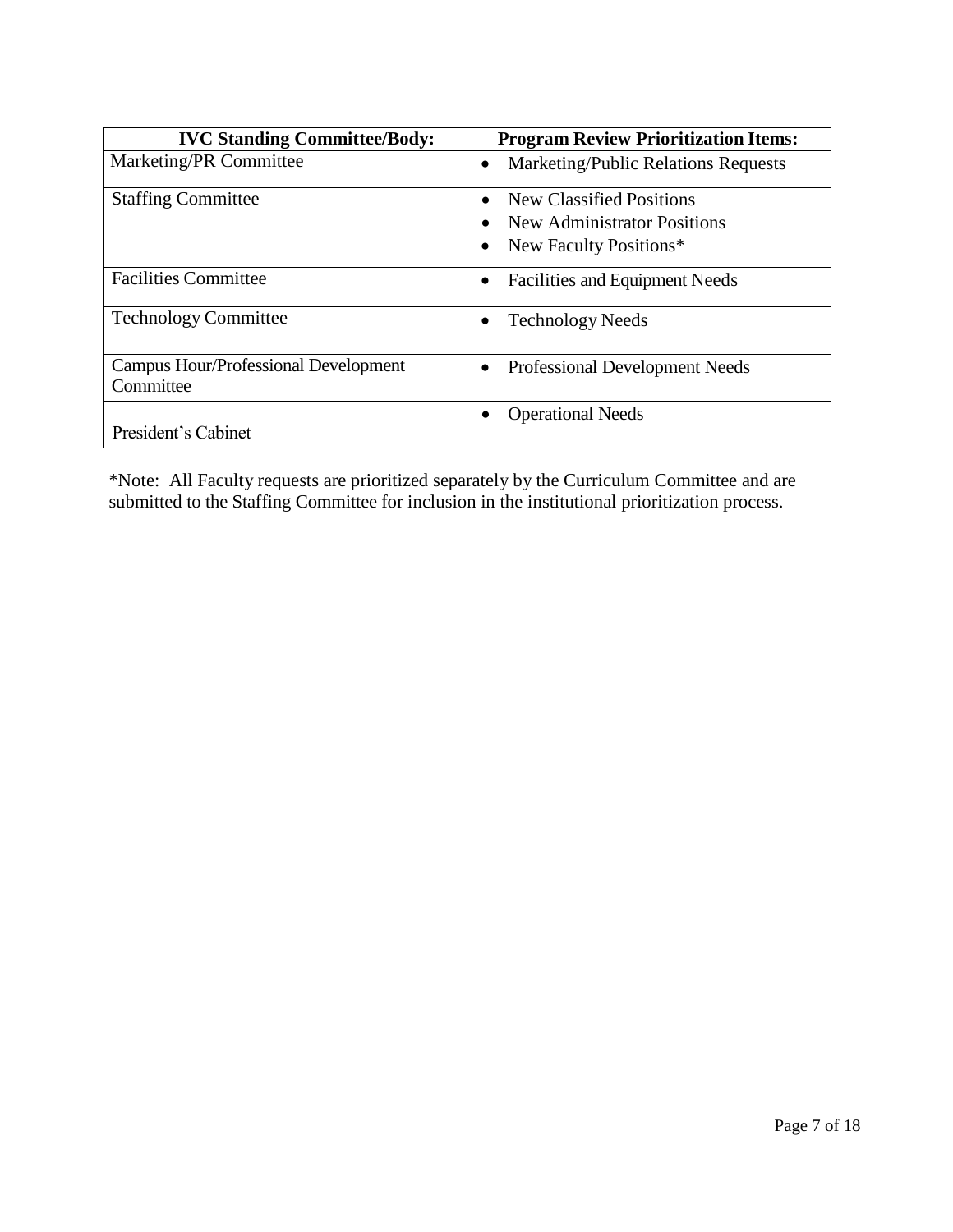| IVC Standing Committee/Body: | Program Review Prioritization Items: |
|---|---|
| Marketing/PR Committee | • Marketing/Public Relations Requests |
| Staffing Committee | • New Classified Positions<br>• New Administrator Positions<br>• New Faculty Positions* |
| Facilities Committee | • Facilities and Equipment Needs |
| Technology Committee | • Technology Needs |
| Campus Hour/Professional Development Committee | • Professional Development Needs |
| President's Cabinet | • Operational Needs |

*Note: All Faculty requests are prioritized separately by the Curriculum Committee and are submitted to the Staffing Committee for inclusion in the institutional prioritization process.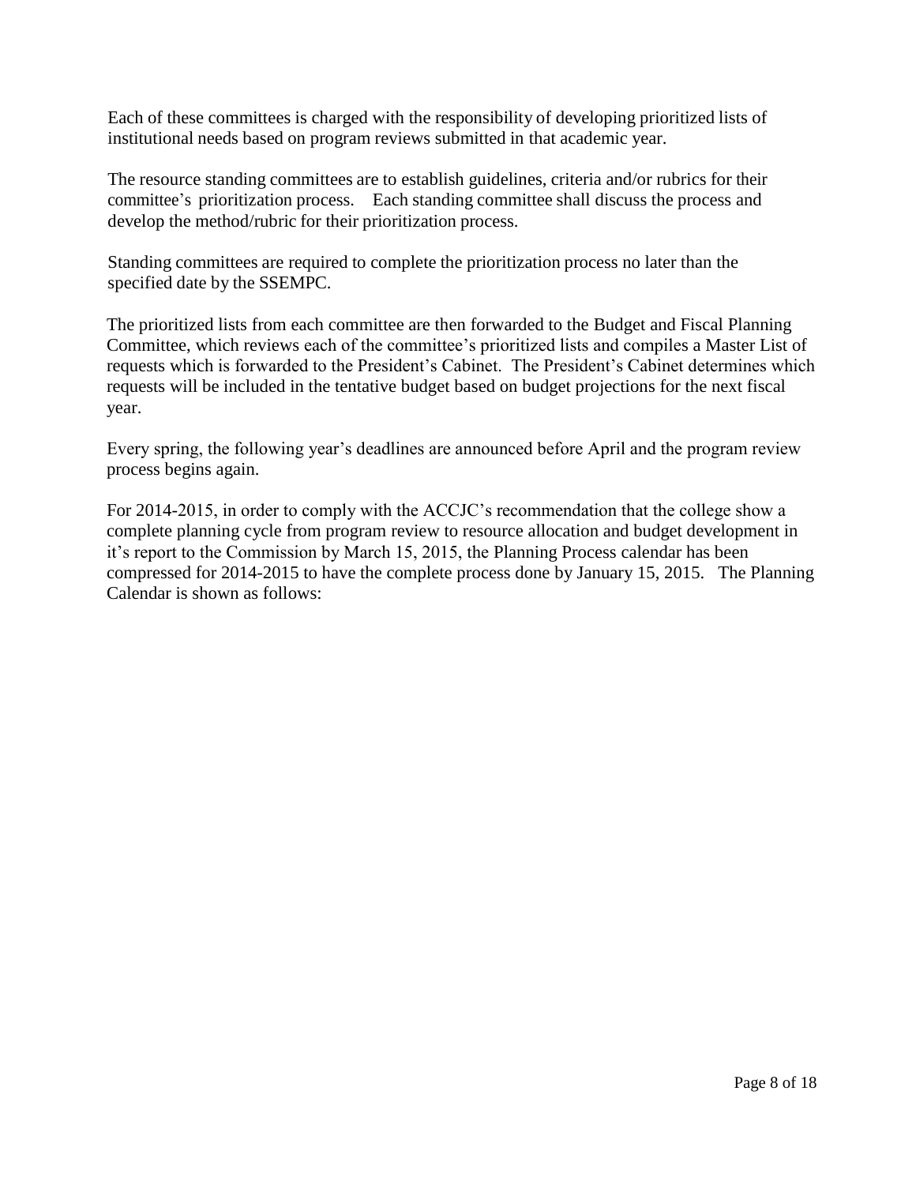Each of these committees is charged with the responsibility of developing prioritized lists of institutional needs based on program reviews submitted in that academic year.

The resource standing committees are to establish guidelines, criteria and/or rubrics for their committee's prioritization process. Each standing committee shall discuss the process and develop the method/rubric for their prioritization process.

Standing committees are required to complete the prioritization process no later than the specified date by the SSEMPC.

The prioritized lists from each committee are then forwarded to the Budget and Fiscal Planning Committee, which reviews each of the committee's prioritized lists and compiles a Master List of requests which is forwarded to the President's Cabinet. The President's Cabinet determines which requests will be included in the tentative budget based on budget projections for the next fiscal year.

Every spring, the following year's deadlines are announced before April and the program review process begins again.

For 2014-2015, in order to comply with the ACCJC's recommendation that the college show a complete planning cycle from program review to resource allocation and budget development in it's report to the Commission by March 15, 2015, the Planning Process calendar has been compressed for 2014-2015 to have the complete process done by January 15, 2015. The Planning Calendar is shown as follows: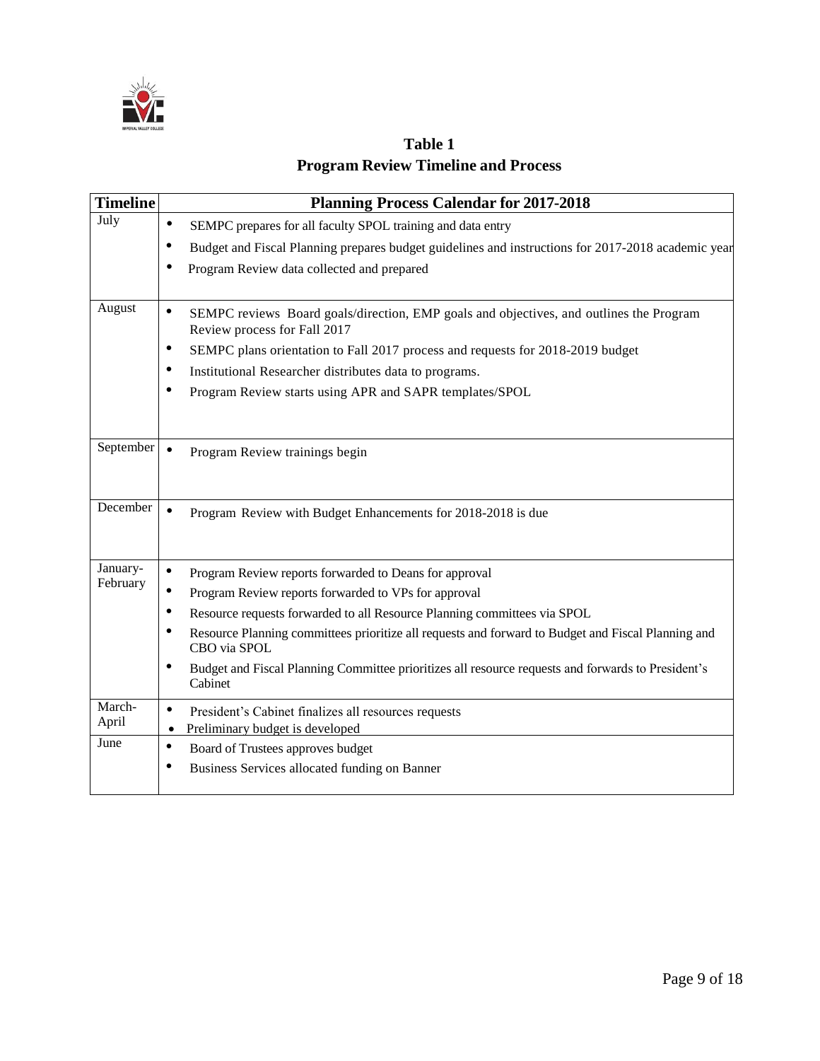**Table 1**
**Program Review Timeline and Process**

| Timeline | Planning Process Calendar for 2017-2018 |
| --- | --- |
| July | • SEMPC prepares for all faculty SPOL training and data entry<br>• Budget and Fiscal Planning prepares budget guidelines and instructions for 2017-2018 academic year<br>• Program Review data collected and prepared |
| August | • SEMPC reviews Board goals/direction, EMP goals and objectives, and outlines the Program Review process for Fall 2017<br>• SEMPC plans orientation to Fall 2017 process and requests for 2018-2019 budget<br>• Institutional Researcher distributes data to programs.<br>• Program Review starts using APR and SAPR templates/SPOL |
| September | • Program Review trainings begin |
| December | • Program Review with Budget Enhancements for 2018-2018 is due |
| January-February | • Program Review reports forwarded to Deans for approval<br>• Program Review reports forwarded to VPs for approval<br>• Resource requests forwarded to all Resource Planning committees via SPOL<br>• Resource Planning committees prioritize all requests and forward to Budget and Fiscal Planning and CBO via SPOL<br>• Budget and Fiscal Planning Committee prioritizes all resource requests and forwards to President's Cabinet |
| March-April | • President's Cabinet finalizes all resources requests<br>• Preliminary budget is developed |
| June | • Board of Trustees approves budget<br>• Business Services allocated funding on Banner |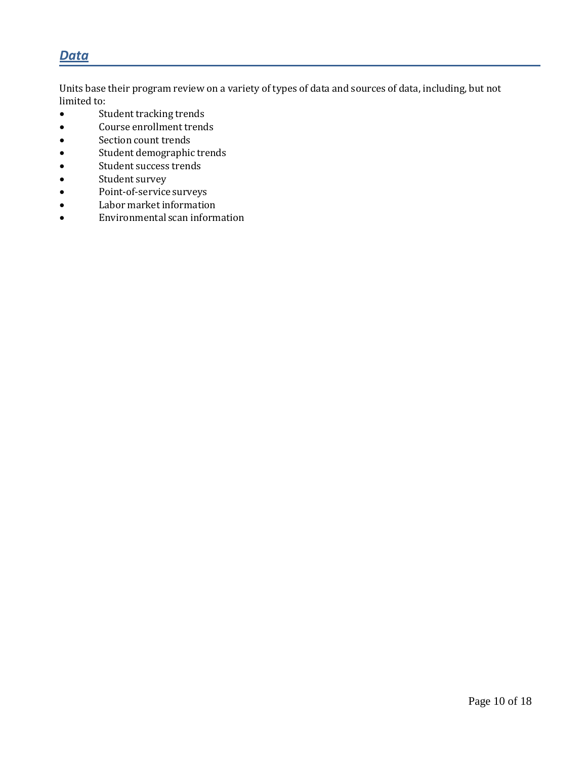## *Data*

Units base their program review on a variety of types of data and sources of data, including, but not limited to:

- Student tracking trends
- Course enrollment trends
- Section count trends
- Student demographic trends
- Student success trends
- Student survey
- Point-of-service surveys
- Labor market information
- Environmental scan information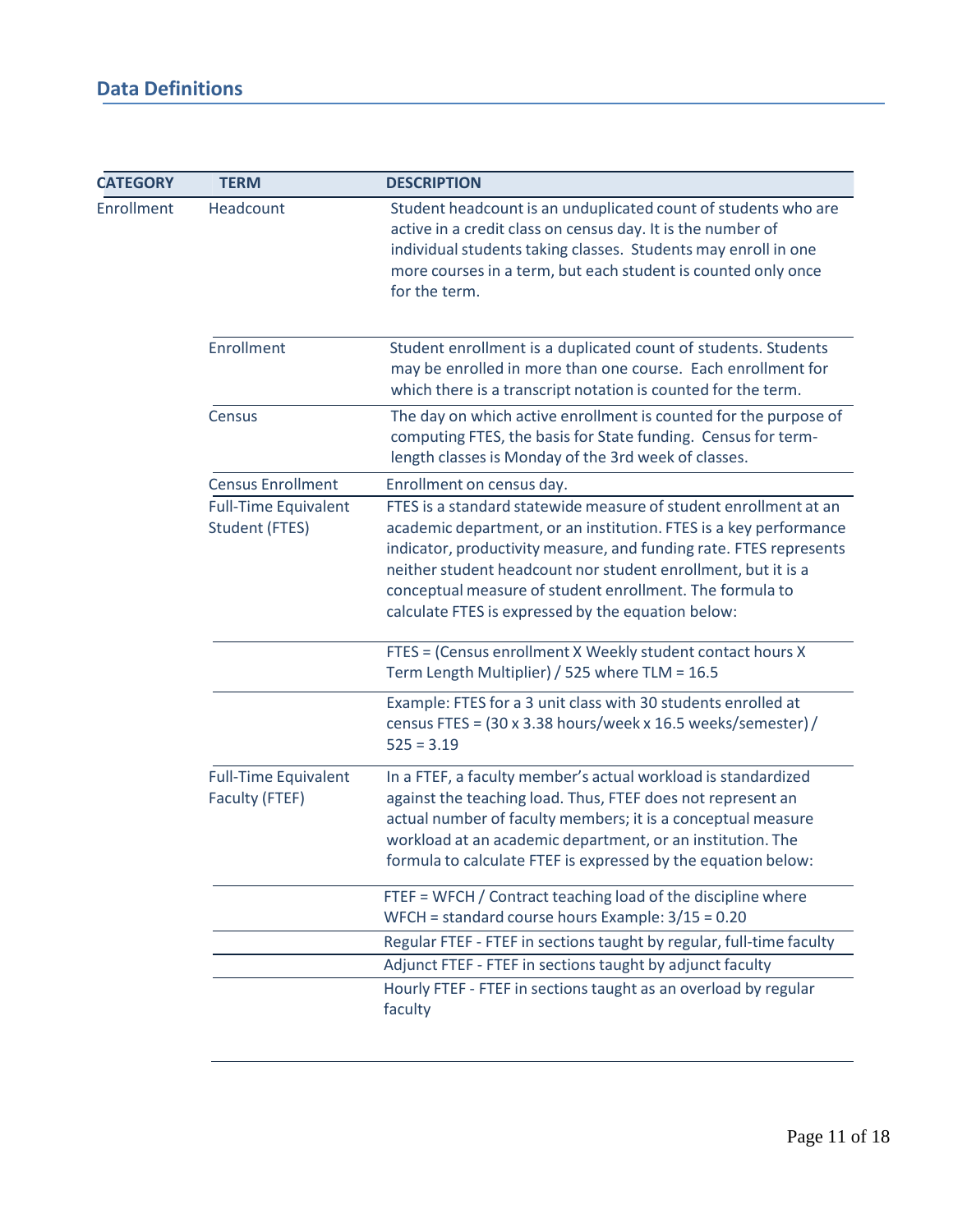## Data Definitions

| CATEGORY | TERM | DESCRIPTION |
|---|---|---|
| Enrollment | Headcount | Student headcount is an unduplicated count of students who are active in a credit class on census day. It is the number of individual students taking classes. Students may enroll in one more courses in a term, but each student is counted only once for the term. |
| | Enrollment | Student enrollment is a duplicated count of students. Students may be enrolled in more than one course. Each enrollment for which there is a transcript notation is counted for the term. |
| | Census | The day on which active enrollment is counted for the purpose of computing FTES, the basis for State funding. Census for term-length classes is Monday of the 3rd week of classes. |
| | Census Enrollment | Enrollment on census day. |
| | Full-Time Equivalent Student (FTES) | FTES is a standard statewide measure of student enrollment at an academic department, or an institution. FTES is a key performance indicator, productivity measure, and funding rate. FTES represents neither student headcount nor student enrollment, but it is a conceptual measure of student enrollment. The formula to calculate FTES is expressed by the equation below: |
| | | FTES = (Census enrollment X Weekly student contact hours X Term Length Multiplier) / 525 where TLM = 16.5 |
| | | Example: FTES for a 3 unit class with 30 students enrolled at census FTES = (30 x 3.38 hours/week x 16.5 weeks/semester) / 525 = 3.19 |
| | Full-Time Equivalent Faculty (FTEF) | In a FTEF, a faculty member's actual workload is standardized against the teaching load. Thus, FTEF does not represent an actual number of faculty members; it is a conceptual measure workload at an academic department, or an institution. The formula to calculate FTEF is expressed by the equation below: |
| | | FTEF = WFCH / Contract teaching load of the discipline where WFCH = standard course hours Example: 3/15 = 0.20 |
| | | Regular FTEF - FTEF in sections taught by regular, full-time faculty |
| | | Adjunct FTEF - FTEF in sections taught by adjunct faculty |
| | | Hourly FTEF - FTEF in sections taught as an overload by regular faculty |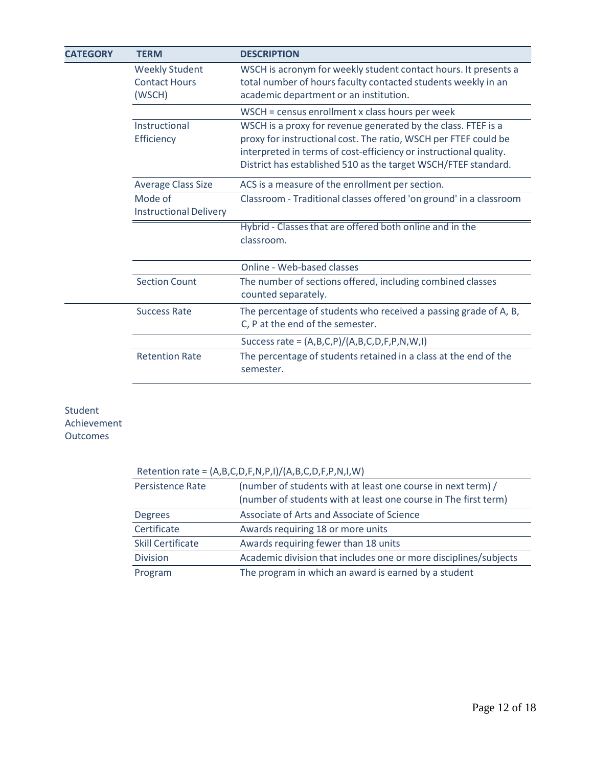| CATEGORY | TERM | DESCRIPTION |
|---|---|---|
| | Weekly Student Contact Hours (WSCH) | WSCH is acronym for weekly student contact hours. It presents a total number of hours faculty contacted students weekly in an academic department or an institution. |
| | | WSCH = census enrollment x class hours per week |
| | Instructional Efficiency | WSCH is a proxy for revenue generated by the class. FTEF is a proxy for instructional cost. The ratio, WSCH per FTEF could be interpreted in terms of cost-efficiency or instructional quality. District has established 510 as the target WSCH/FTEF standard. |
| | Average Class Size | ACS is a measure of the enrollment per section. |
| | Mode of Instructional Delivery | Classroom - Traditional classes offered 'on ground' in a classroom |
| | | Hybrid - Classes that are offered both online and in the classroom. |
| | | Online - Web-based classes |
| | Section Count | The number of sections offered, including combined classes counted separately. |
| Student Achievement Outcomes | Success Rate | The percentage of students who received a passing grade of A, B, C, P at the end of the semester. |
| | | Success rate = (A,B,C,P)/(A,B,C,D,F,P,N,W,I) |
| | Retention Rate | The percentage of students retained in a class at the end of the semester. |
| | | Retention rate = (A,B,C,D,F,N,P,I)/(A,B,C,D,F,P,N,I,W) |
| | Persistence Rate | (number of students with at least one course in next term) / (number of students with at least one course in The first term) |
| | Degrees | Associate of Arts and Associate of Science |
| | Certificate | Awards requiring 18 or more units |
| | Skill Certificate | Awards requiring fewer than 18 units |
| | Division | Academic division that includes one or more disciplines/subjects |
| | Program | The program in which an award is earned by a student |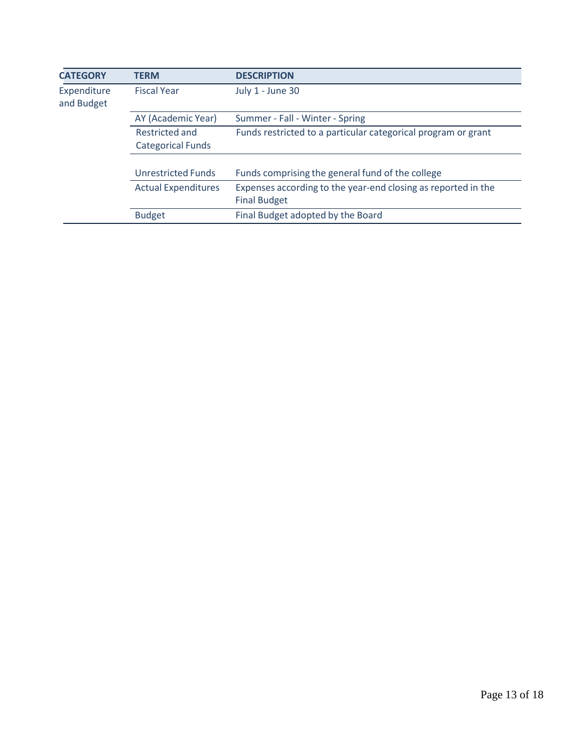| CATEGORY | TERM | DESCRIPTION |
| --- | --- | --- |
| Expenditure and Budget | Fiscal Year | July 1 - June 30 |
| | AY (Academic Year) | Summer - Fall - Winter - Spring |
| | Restricted and Categorical Funds | Funds restricted to a particular categorical program or grant |
| | Unrestricted Funds | Funds comprising the general fund of the college |
| | Actual Expenditures | Expenses according to the year-end closing as reported in the Final Budget |
| | Budget | Final Budget adopted by the Board |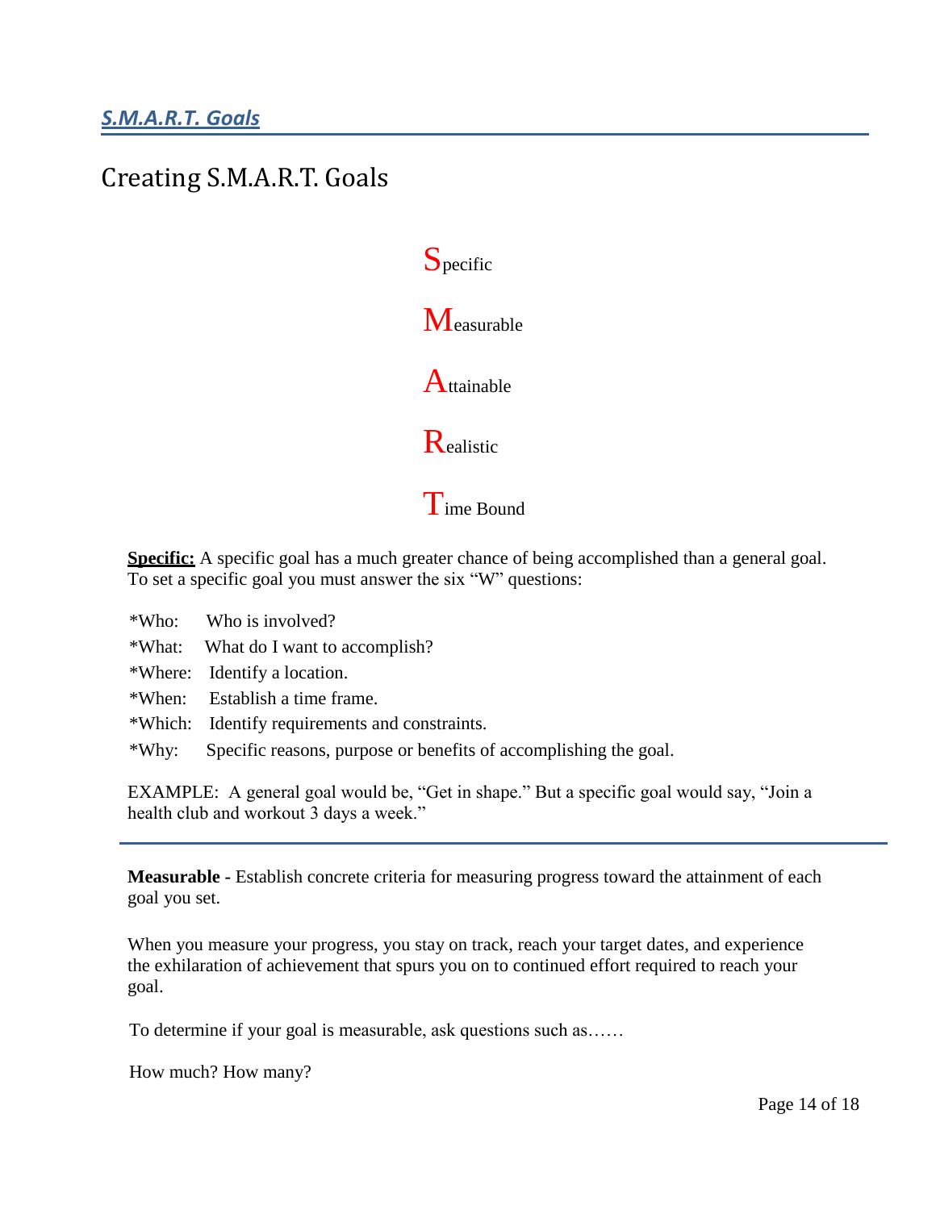## *S.M.A.R.T. Goals*

# Creating S.M.A.R.T. Goals

**S**pecific

**M**easurable

**A**ttainable

**R**ealistic

**T**ime Bound

**Specific:** A specific goal has a much greater chance of being accomplished than a general goal. To set a specific goal you must answer the six "W" questions:

*Who: Who is involved?

*What: What do I want to accomplish?

*Where: Identify a location.

*When: Establish a time frame.

*Which: Identify requirements and constraints.

*Why: Specific reasons, purpose or benefits of accomplishing the goal.

EXAMPLE: A general goal would be, "Get in shape." But a specific goal would say, "Join a health club and workout 3 days a week."

---

**Measurable -** Establish concrete criteria for measuring progress toward the attainment of each goal you set.

When you measure your progress, you stay on track, reach your target dates, and experience the exhilaration of achievement that spurs you on to continued effort required to reach your goal.

To determine if your goal is measurable, ask questions such as……

How much? How many?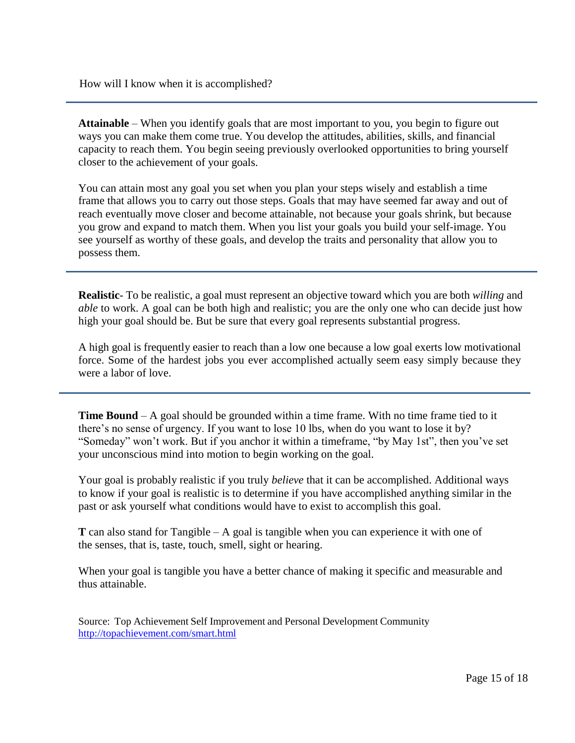How will I know when it is accomplished?

---

**Attainable** – When you identify goals that are most important to you, you begin to figure out ways you can make them come true. You develop the attitudes, abilities, skills, and financial capacity to reach them. You begin seeing previously overlooked opportunities to bring yourself closer to the achievement of your goals.

You can attain most any goal you set when you plan your steps wisely and establish a time frame that allows you to carry out those steps. Goals that may have seemed far away and out of reach eventually move closer and become attainable, not because your goals shrink, but because you grow and expand to match them. When you list your goals you build your self-image. You see yourself as worthy of these goals, and develop the traits and personality that allow you to possess them.

---

**Realistic**- To be realistic, a goal must represent an objective toward which you are both *willing* and *able* to work. A goal can be both high and realistic; you are the only one who can decide just how high your goal should be. But be sure that every goal represents substantial progress.

A high goal is frequently easier to reach than a low one because a low goal exerts low motivational force. Some of the hardest jobs you ever accomplished actually seem easy simply because they were a labor of love.

---

**Time Bound** – A goal should be grounded within a time frame. With no time frame tied to it there's no sense of urgency. If you want to lose 10 lbs, when do you want to lose it by? "Someday" won't work. But if you anchor it within a timeframe, "by May 1st", then you've set your unconscious mind into motion to begin working on the goal.

Your goal is probably realistic if you truly *believe* that it can be accomplished. Additional ways to know if your goal is realistic is to determine if you have accomplished anything similar in the past or ask yourself what conditions would have to exist to accomplish this goal.

**T** can also stand for Tangible – A goal is tangible when you can experience it with one of the senses, that is, taste, touch, smell, sight or hearing.

When your goal is tangible you have a better chance of making it specific and measurable and thus attainable.

Source: Top Achievement Self Improvement and Personal Development Community
http://topachievement.com/smart.html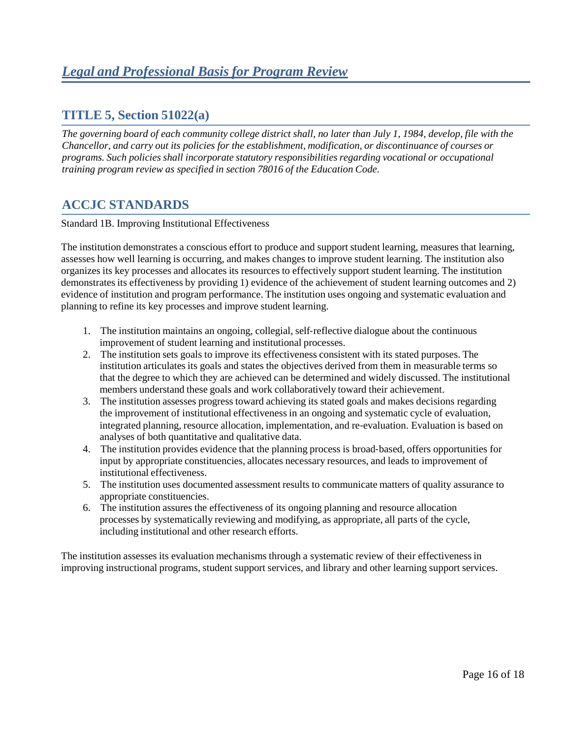# *Legal and Professional Basis for Program Review*

## TITLE 5, Section 51022(a)

*The governing board of each community college district shall, no later than July 1, 1984, develop, file with the Chancellor, and carry out its policies for the establishment, modification, or discontinuance of courses or programs. Such policies shall incorporate statutory responsibilities regarding vocational or occupational training program review as specified in section 78016 of the Education Code.*

## ACCJC STANDARDS

Standard 1B. Improving Institutional Effectiveness

The institution demonstrates a conscious effort to produce and support student learning, measures that learning, assesses how well learning is occurring, and makes changes to improve student learning. The institution also organizes its key processes and allocates its resources to effectively support student learning. The institution demonstrates its effectiveness by providing 1) evidence of the achievement of student learning outcomes and 2) evidence of institution and program performance. The institution uses ongoing and systematic evaluation and planning to refine its key processes and improve student learning.

1. The institution maintains an ongoing, collegial, self-reflective dialogue about the continuous improvement of student learning and institutional processes.
2. The institution sets goals to improve its effectiveness consistent with its stated purposes. The institution articulates its goals and states the objectives derived from them in measurable terms so that the degree to which they are achieved can be determined and widely discussed. The institutional members understand these goals and work collaboratively toward their achievement.
3. The institution assesses progress toward achieving its stated goals and makes decisions regarding the improvement of institutional effectiveness in an ongoing and systematic cycle of evaluation, integrated planning, resource allocation, implementation, and re-evaluation. Evaluation is based on analyses of both quantitative and qualitative data.
4. The institution provides evidence that the planning process is broad-based, offers opportunities for input by appropriate constituencies, allocates necessary resources, and leads to improvement of institutional effectiveness.
5. The institution uses documented assessment results to communicate matters of quality assurance to appropriate constituencies.
6. The institution assures the effectiveness of its ongoing planning and resource allocation processes by systematically reviewing and modifying, as appropriate, all parts of the cycle, including institutional and other research efforts.

The institution assesses its evaluation mechanisms through a systematic review of their effectiveness in improving instructional programs, student support services, and library and other learning support services.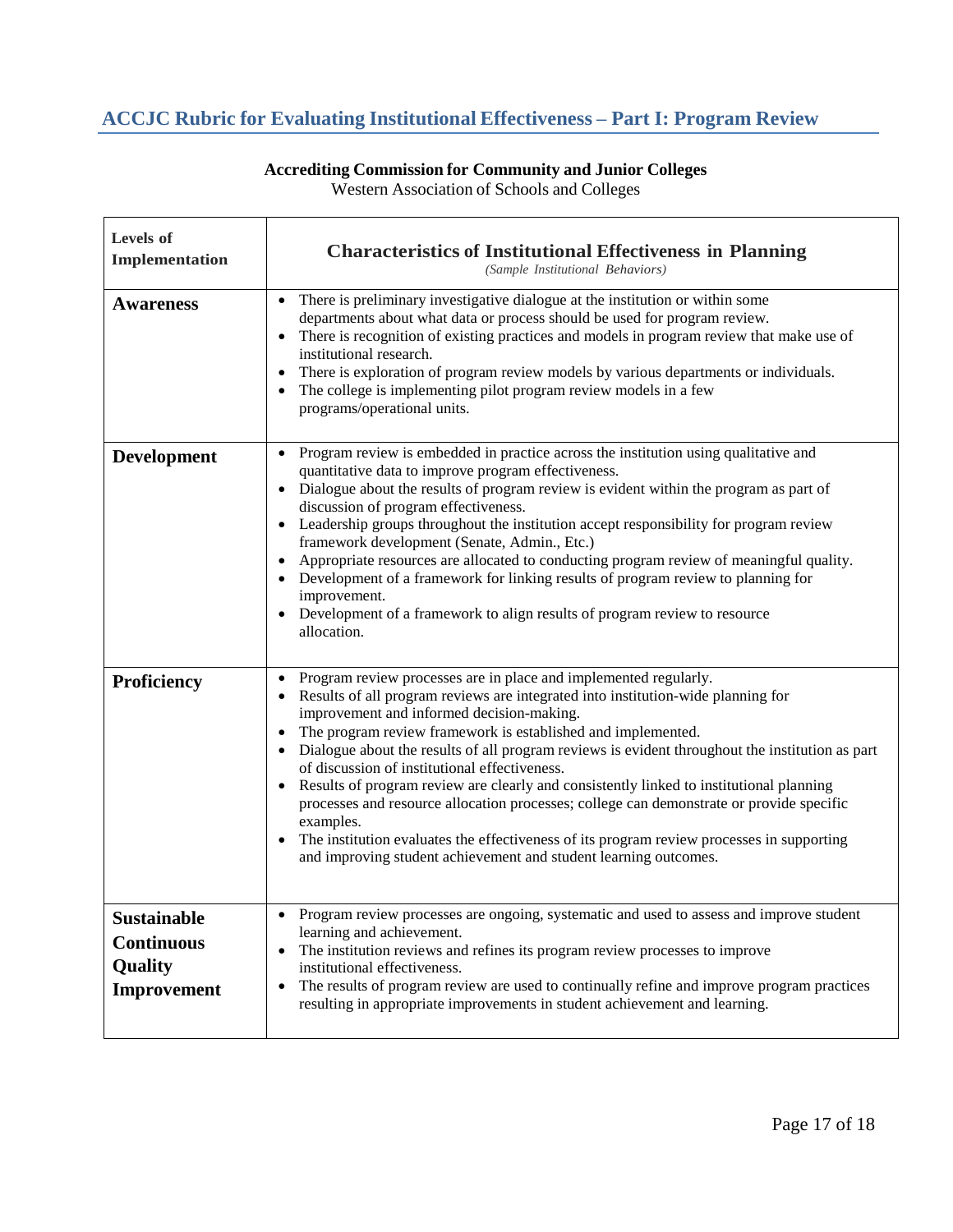## ACCJC Rubric for Evaluating Institutional Effectiveness – Part I: Program Review

**Accrediting Commission for Community and Junior Colleges**
Western Association of Schools and Colleges

| **Levels of Implementation** | **Characteristics of Institutional Effectiveness in Planning** *(Sample Institutional Behaviors)* |
|---|---|
| **Awareness** | • There is preliminary investigative dialogue at the institution or within some departments about what data or process should be used for program review.<br>• There is recognition of existing practices and models in program review that make use of institutional research.<br>• There is exploration of program review models by various departments or individuals.<br>• The college is implementing pilot program review models in a few programs/operational units. |
| **Development** | • Program review is embedded in practice across the institution using qualitative and quantitative data to improve program effectiveness.<br>• Dialogue about the results of program review is evident within the program as part of discussion of program effectiveness.<br>• Leadership groups throughout the institution accept responsibility for program review framework development (Senate, Admin., Etc.)<br>• Appropriate resources are allocated to conducting program review of meaningful quality.<br>• Development of a framework for linking results of program review to planning for improvement.<br>• Development of a framework to align results of program review to resource allocation. |
| **Proficiency** | • Program review processes are in place and implemented regularly.<br>• Results of all program reviews are integrated into institution-wide planning for improvement and informed decision-making.<br>• The program review framework is established and implemented.<br>• Dialogue about the results of all program reviews is evident throughout the institution as part of discussion of institutional effectiveness.<br>• Results of program review are clearly and consistently linked to institutional planning processes and resource allocation processes; college can demonstrate or provide specific examples.<br>• The institution evaluates the effectiveness of its program review processes in supporting and improving student achievement and student learning outcomes. |
| **Sustainable Continuous Quality Improvement** | • Program review processes are ongoing, systematic and used to assess and improve student learning and achievement.<br>• The institution reviews and refines its program review processes to improve institutional effectiveness.<br>• The results of program review are used to continually refine and improve program practices resulting in appropriate improvements in student achievement and learning. |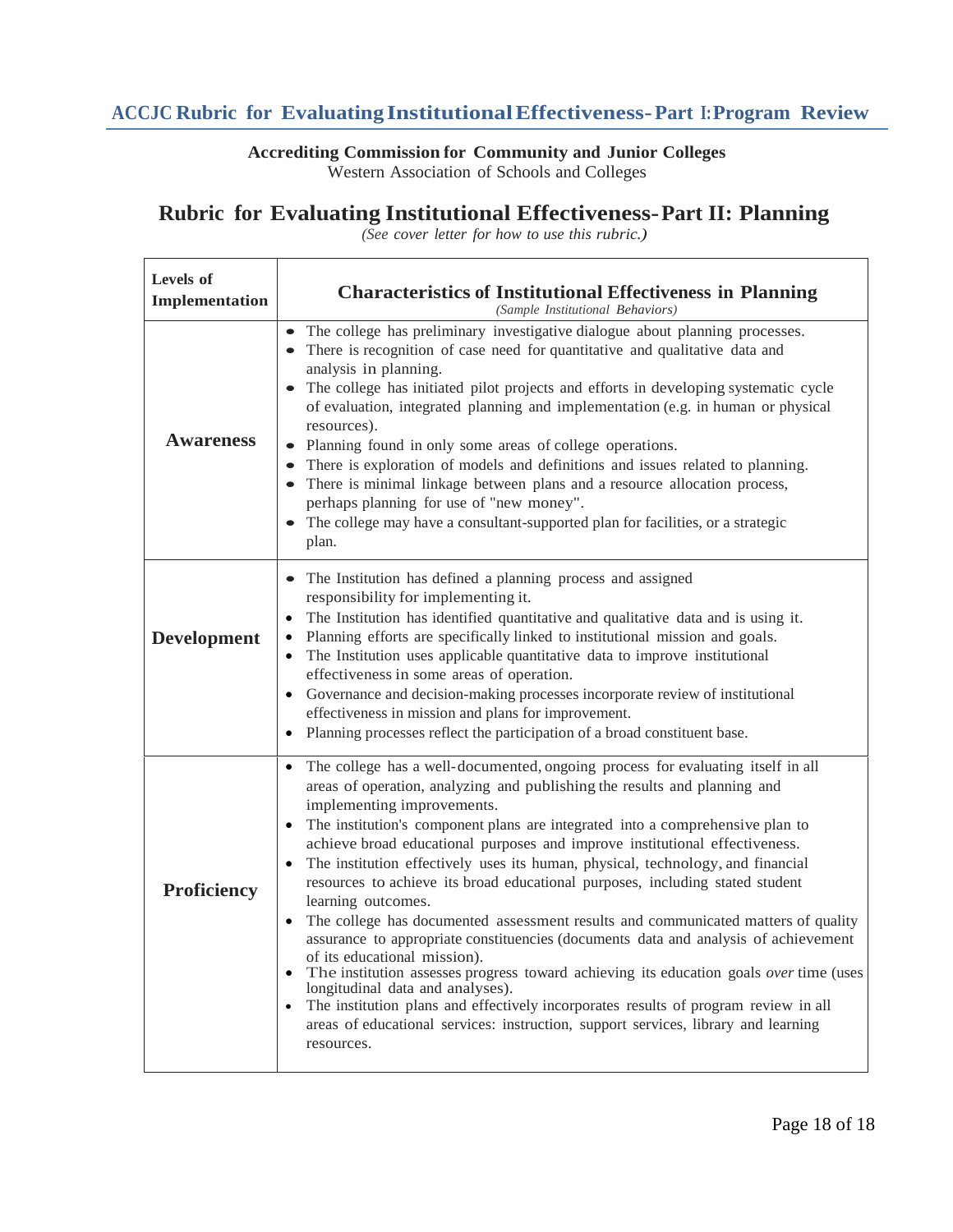**Accrediting Commission for Community and Junior Colleges**
Western Association of Schools and Colleges

# Rubric for Evaluating Institutional Effectiveness-Part II: Planning

*(See cover letter for how to use this rubric.)*

| Levels of Implementation | Characteristics of Institutional Effectiveness in Planning *(Sample Institutional Behaviors)* |
|---|---|
| **Awareness** | • The college has preliminary investigative dialogue about planning processes.<br>• There is recognition of case need for quantitative and qualitative data and analysis in planning.<br>• The college has initiated pilot projects and efforts in developing systematic cycle of evaluation, integrated planning and implementation (e.g. in human or physical resources).<br>• Planning found in only some areas of college operations.<br>• There is exploration of models and definitions and issues related to planning.<br>• There is minimal linkage between plans and a resource allocation process, perhaps planning for use of "new money".<br>• The college may have a consultant-supported plan for facilities, or a strategic plan. |
| **Development** | • The Institution has defined a planning process and assigned responsibility for implementing it.<br>• The Institution has identified quantitative and qualitative data and is using it.<br>• Planning efforts are specifically linked to institutional mission and goals.<br>• The Institution uses applicable quantitative data to improve institutional effectiveness in some areas of operation.<br>• Governance and decision-making processes incorporate review of institutional effectiveness in mission and plans for improvement.<br>• Planning processes reflect the participation of a broad constituent base. |
| **Proficiency** | • The college has a well-documented, ongoing process for evaluating itself in all areas of operation, analyzing and publishing the results and planning and implementing improvements.<br>• The institution's component plans are integrated into a comprehensive plan to achieve broad educational purposes and improve institutional effectiveness.<br>• The institution effectively uses its human, physical, technology, and financial resources to achieve its broad educational purposes, including stated student learning outcomes.<br>• The college has documented assessment results and communicated matters of quality assurance to appropriate constituencies (documents data and analysis of achievement of its educational mission).<br>• The institution assesses progress toward achieving its education goals *over* time (uses longitudinal data and analyses).<br>• The institution plans and effectively incorporates results of program review in all areas of educational services: instruction, support services, library and learning resources. |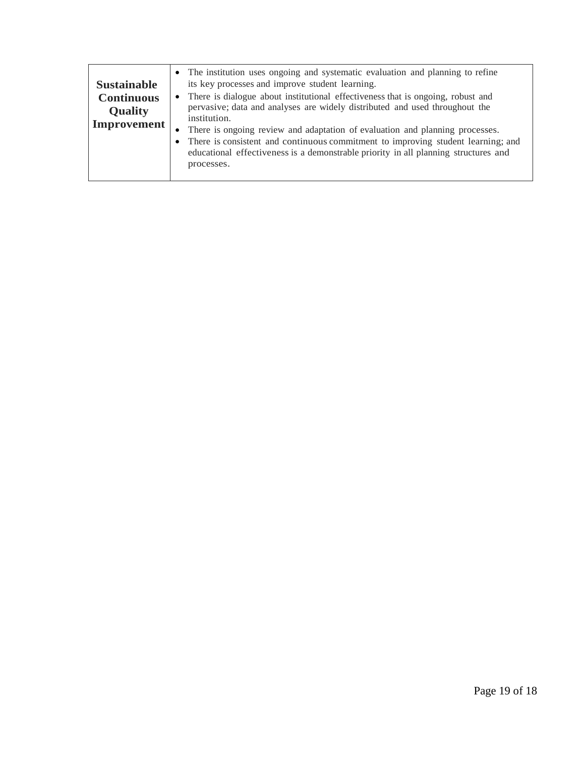| | |
|---|---|
| **Sustainable Continuous Quality Improvement** | • The institution uses ongoing and systematic evaluation and planning to refine its key processes and improve student learning.<br>• There is dialogue about institutional effectiveness that is ongoing, robust and pervasive; data and analyses are widely distributed and used throughout the institution.<br>• There is ongoing review and adaptation of evaluation and planning processes.<br>• There is consistent and continuous commitment to improving student learning; and educational effectiveness is a demonstrable priority in all planning structures and processes. |